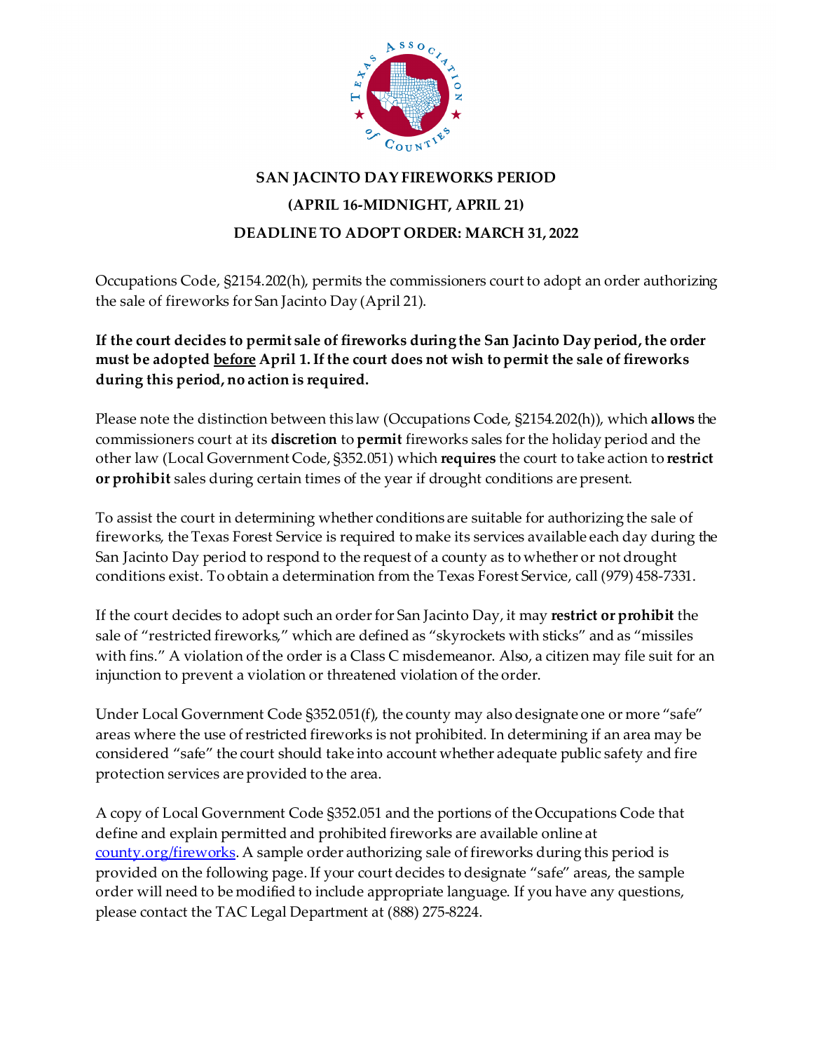# SAN JACINTO DAY FIREWORKS PERIOD

## (APRIL 16-MIDNIGHT, APRIL 21)

## DEADLINE TO ADOPT ORDER: MARCH 31, 2022

Occupations Code, §2154.202(h), permits the commissioners court to adopt an order authorizing the sale of fireworks for San Jacinto Day (April 21).

**If the court decides to permit sale of fireworks during the San Jacinto Day period, the order must be adopted before April 1. If the court does not wish to permit the sale of fireworks during this period, no action is required.**

Please note the distinction between this law (Occupations Code, §2154.202(h)), which **allows** the commissioners court at its **discretion** to **permit** fireworks sales for the holiday period and the other law (Local Government Code, §352.051) which **requires** the court to take action to **restrict or prohibit** sales during certain times of the year if drought conditions are present.

To assist the court in determining whether conditions are suitable for authorizing the sale of fireworks, the Texas Forest Service is required to make its services available each day during the San Jacinto Day period to respond to the request of a county as to whether or not drought conditions exist. To obtain a determination from the Texas Forest Service, call (979) 458-7331.

If the court decides to adopt such an order for San Jacinto Day, it may **restrict or prohibit** the sale of "restricted fireworks," which are defined as "skyrockets with sticks" and as "missiles with fins." A violation of the order is a Class C misdemeanor. Also, a citizen may file suit for an injunction to prevent a violation or threatened violation of the order.

Under Local Government Code §352.051(f), the county may also designate one or more "safe" areas where the use of restricted fireworks is not prohibited. In determining if an area may be considered "safe" the court should take into account whether adequate public safety and fire protection services are provided to the area.

A copy of Local Government Code §352.051 and the portions of the Occupations Code that define and explain permitted and prohibited fireworks are available online at [county.org/fireworks](county.org/fireworks). A sample order authorizing sale of fireworks during this period is provided on the following page. If your court decides to designate "safe" areas, the sample order will need to be modified to include appropriate language. If you have any questions, please contact the TAC Legal Department at (888) 275-8224.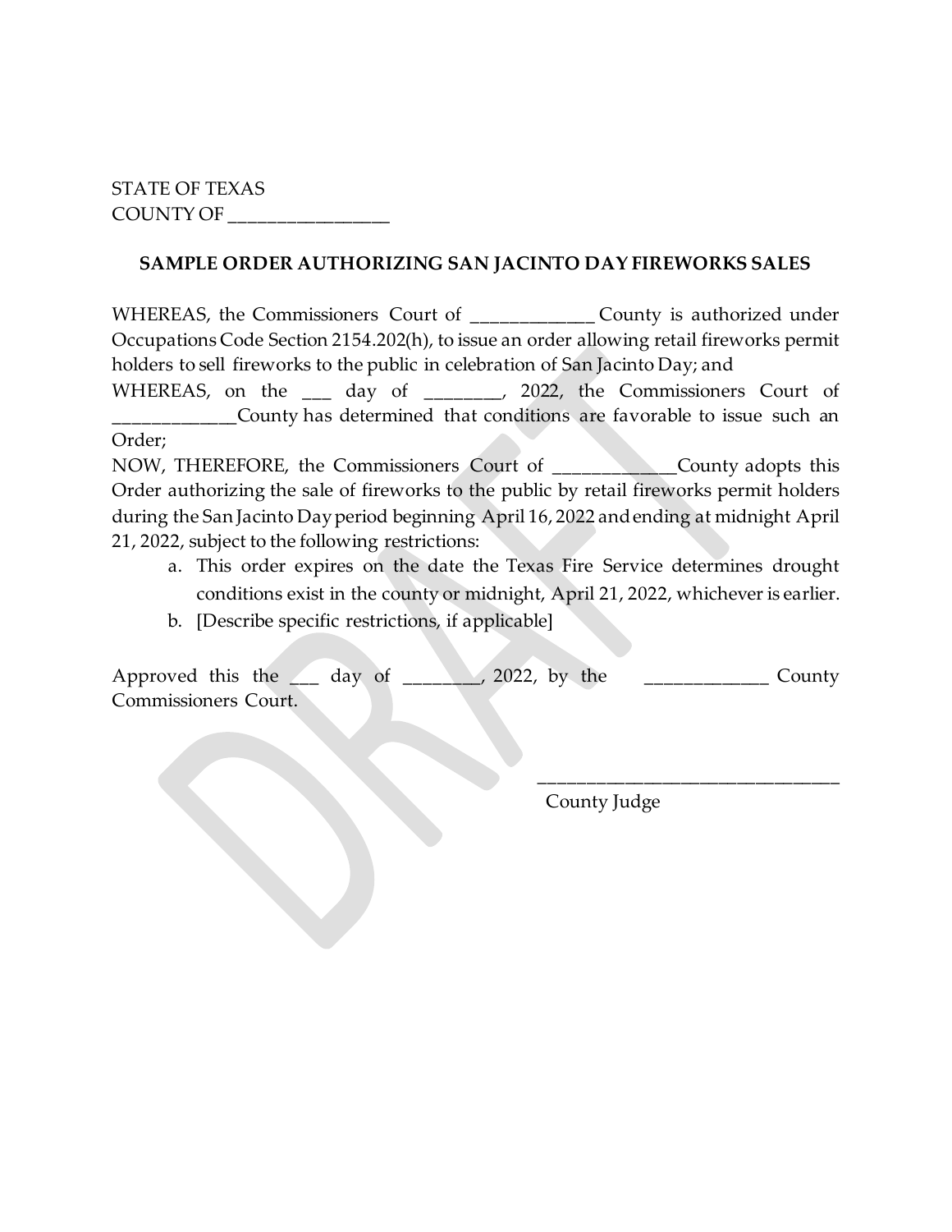STATE OF TEXAS
COUNTY OF _________________

**SAMPLE ORDER AUTHORIZING SAN JACINTO DAY FIREWORKS SALES**

WHEREAS, the Commissioners Court of _____________ County is authorized under Occupations Code Section 2154.202(h), to issue an order allowing retail fireworks permit holders to sell fireworks to the public in celebration of San Jacinto Day; and

WHEREAS, on the ___ day of ________, 2022, the Commissioners Court of _____________County has determined that conditions are favorable to issue such an Order;

NOW, THEREFORE, the Commissioners Court of _____________County adopts this Order authorizing the sale of fireworks to the public by retail fireworks permit holders during the San Jacinto Day period beginning April 16, 2022 and ending at midnight April 21, 2022, subject to the following restrictions:

a. This order expires on the date the Texas Fire Service determines drought conditions exist in the county or midnight, April 21, 2022, whichever is earlier.
b. [Describe specific restrictions, if applicable]

Approved this the ___ day of ________, 2022, by the _____________ County Commissioners Court.

________________________________
County Judge

DRAFT